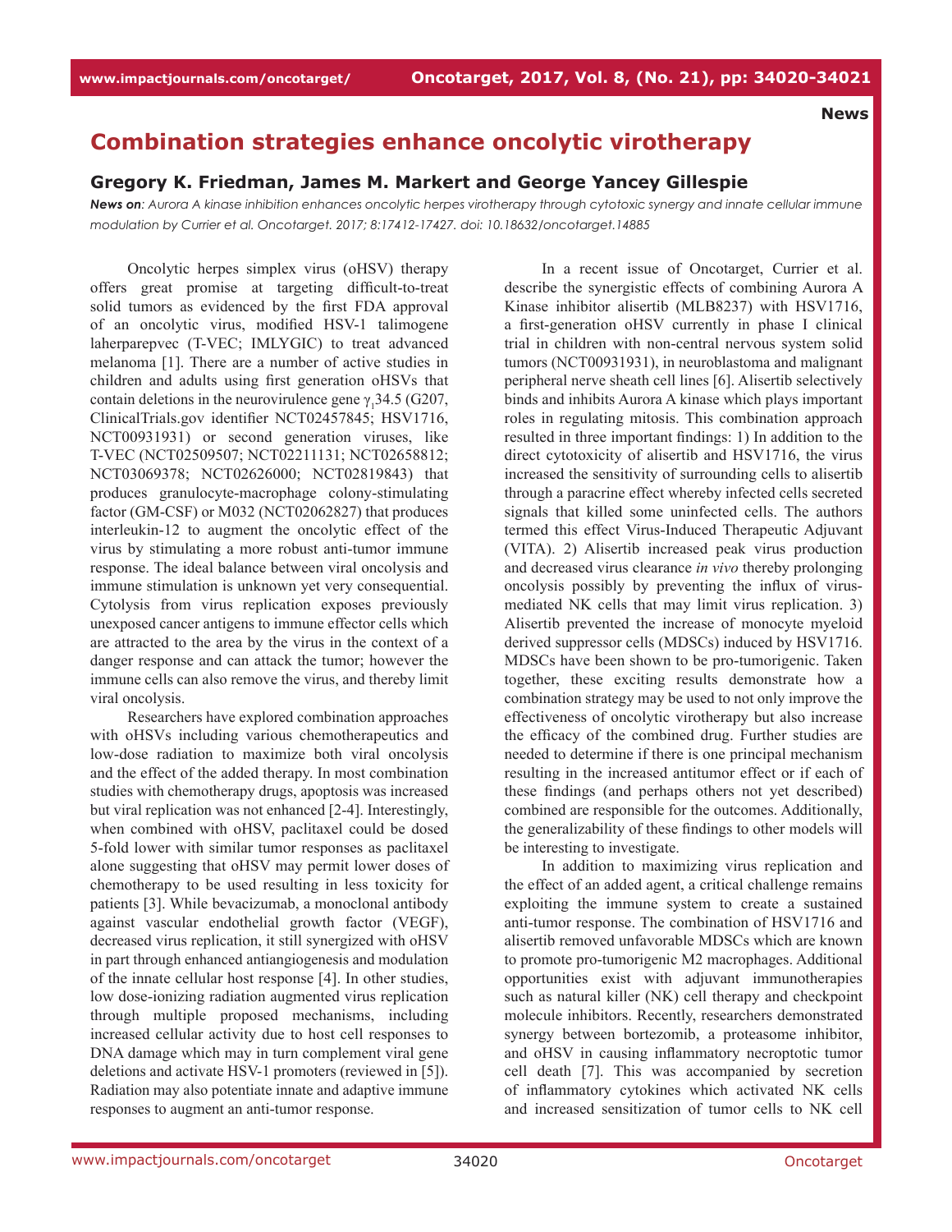**News**

# Combination strategies enhance oncolytic virotherapy

## Gregory K. Friedman, James M. Markert and George Yancey Gillespie

***News on**: Aurora A kinase inhibition enhances oncolytic herpes virotherapy through cytotoxic synergy and innate cellular immune modulation by Currier et al. Oncotarget. 2017; 8:17412-17427. doi: 10.18632/oncotarget.14885*

Oncolytic herpes simplex virus (oHSV) therapy offers great promise at targeting difficult-to-treat solid tumors as evidenced by the first FDA approval of an oncolytic virus, modified HSV-1 talimogene laherparepvec (T-VEC; IMLYGIC) to treat advanced melanoma [1]. There are a number of active studies in children and adults using first generation oHSVs that contain deletions in the neurovirulence gene $\gamma_1$34.5 (G207, ClinicalTrials.gov identifier NCT02457845; HSV1716, NCT00931931) or second generation viruses, like T-VEC (NCT02509507; NCT02211131; NCT02658812; NCT03069378; NCT02626000; NCT02819843) that produces granulocyte-macrophage colony-stimulating factor (GM-CSF) or M032 (NCT02062827) that produces interleukin-12 to augment the oncolytic effect of the virus by stimulating a more robust anti-tumor immune response. The ideal balance between viral oncolysis and immune stimulation is unknown yet very consequential. Cytolysis from virus replication exposes previously unexposed cancer antigens to immune effector cells which are attracted to the area by the virus in the context of a danger response and can attack the tumor; however the immune cells can also remove the virus, and thereby limit viral oncolysis.

Researchers have explored combination approaches with oHSVs including various chemotherapeutics and low-dose radiation to maximize both viral oncolysis and the effect of the added therapy. In most combination studies with chemotherapy drugs, apoptosis was increased but viral replication was not enhanced [2-4]. Interestingly, when combined with oHSV, paclitaxel could be dosed 5-fold lower with similar tumor responses as paclitaxel alone suggesting that oHSV may permit lower doses of chemotherapy to be used resulting in less toxicity for patients [3]. While bevacizumab, a monoclonal antibody against vascular endothelial growth factor (VEGF), decreased virus replication, it still synergized with oHSV in part through enhanced antiangiogenesis and modulation of the innate cellular host response [4]. In other studies, low dose-ionizing radiation augmented virus replication through multiple proposed mechanisms, including increased cellular activity due to host cell responses to DNA damage which may in turn complement viral gene deletions and activate HSV-1 promoters (reviewed in [5]). Radiation may also potentiate innate and adaptive immune responses to augment an anti-tumor response.

In a recent issue of Oncotarget, Currier et al. describe the synergistic effects of combining Aurora A Kinase inhibitor alisertib (MLB8237) with HSV1716, a first-generation oHSV currently in phase I clinical trial in children with non-central nervous system solid tumors (NCT00931931), in neuroblastoma and malignant peripheral nerve sheath cell lines [6]. Alisertib selectively binds and inhibits Aurora A kinase which plays important roles in regulating mitosis. This combination approach resulted in three important findings: 1) In addition to the direct cytotoxicity of alisertib and HSV1716, the virus increased the sensitivity of surrounding cells to alisertib through a paracrine effect whereby infected cells secreted signals that killed some uninfected cells. The authors termed this effect Virus-Induced Therapeutic Adjuvant (VITA). 2) Alisertib increased peak virus production and decreased virus clearance *in vivo* thereby prolonging oncolysis possibly by preventing the influx of virus-mediated NK cells that may limit virus replication. 3) Alisertib prevented the increase of monocyte myeloid derived suppressor cells (MDSCs) induced by HSV1716. MDSCs have been shown to be pro-tumorigenic. Taken together, these exciting results demonstrate how a combination strategy may be used to not only improve the effectiveness of oncolytic virotherapy but also increase the efficacy of the combined drug. Further studies are needed to determine if there is one principal mechanism resulting in the increased antitumor effect or if each of these findings (and perhaps others not yet described) combined are responsible for the outcomes. Additionally, the generalizability of these findings to other models will be interesting to investigate.

In addition to maximizing virus replication and the effect of an added agent, a critical challenge remains exploiting the immune system to create a sustained anti-tumor response. The combination of HSV1716 and alisertib removed unfavorable MDSCs which are known to promote pro-tumorigenic M2 macrophages. Additional opportunities exist with adjuvant immunotherapies such as natural killer (NK) cell therapy and checkpoint molecule inhibitors. Recently, researchers demonstrated synergy between bortezomib, a proteasome inhibitor, and oHSV in causing inflammatory necroptotic tumor cell death [7]. This was accompanied by secretion of inflammatory cytokines which activated NK cells and increased sensitization of tumor cells to NK cell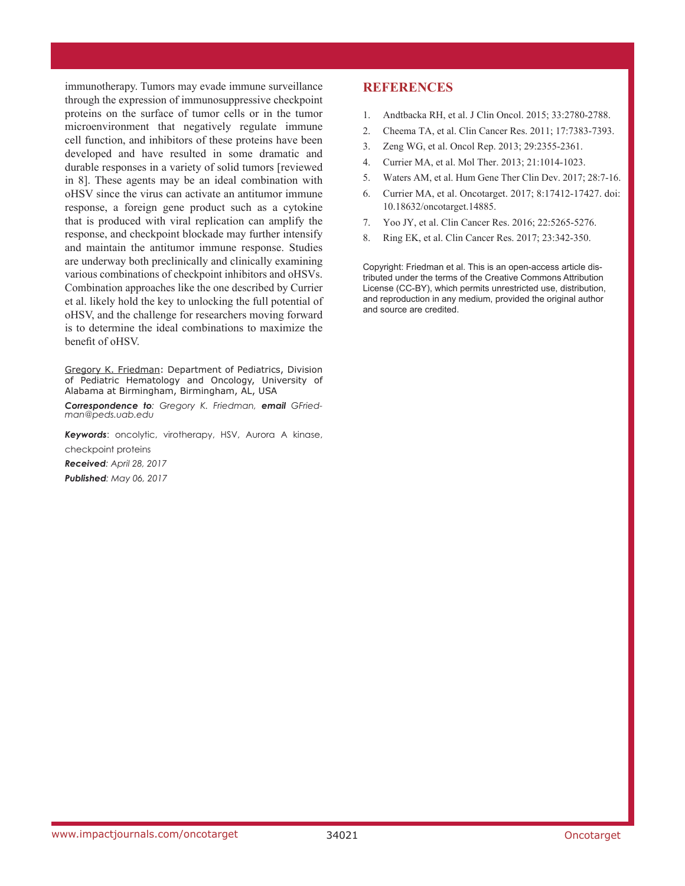immunotherapy. Tumors may evade immune surveillance through the expression of immunosuppressive checkpoint proteins on the surface of tumor cells or in the tumor microenvironment that negatively regulate immune cell function, and inhibitors of these proteins have been developed and have resulted in some dramatic and durable responses in a variety of solid tumors [reviewed in 8]. These agents may be an ideal combination with oHSV since the virus can activate an antitumor immune response, a foreign gene product such as a cytokine that is produced with viral replication can amplify the response, and checkpoint blockade may further intensify and maintain the antitumor immune response. Studies are underway both preclinically and clinically examining various combinations of checkpoint inhibitors and oHSVs. Combination approaches like the one described by Currier et al. likely hold the key to unlocking the full potential of oHSV, and the challenge for researchers moving forward is to determine the ideal combinations to maximize the benefit of oHSV.

Gregory K. Friedman: Department of Pediatrics, Division of Pediatric Hematology and Oncology, University of Alabama at Birmingham, Birmingham, AL, USA

***Correspondence to**: Gregory K. Friedman, **email** GFriedman@peds.uab.edu*

***Keywords***: oncolytic, virotherapy, HSV, Aurora A kinase, checkpoint proteins

***Received**: April 28, 2017*

***Published**: May 06, 2017*

## REFERENCES

1. Andtbacka RH, et al. J Clin Oncol. 2015; 33:2780-2788.
2. Cheema TA, et al. Clin Cancer Res. 2011; 17:7383-7393.
3. Zeng WG, et al. Oncol Rep. 2013; 29:2355-2361.
4. Currier MA, et al. Mol Ther. 2013; 21:1014-1023.
5. Waters AM, et al. Hum Gene Ther Clin Dev. 2017; 28:7-16.
6. Currier MA, et al. Oncotarget. 2017; 8:17412-17427. doi: 10.18632/oncotarget.14885.
7. Yoo JY, et al. Clin Cancer Res. 2016; 22:5265-5276.
8. Ring EK, et al. Clin Cancer Res. 2017; 23:342-350.

Copyright: Friedman et al. This is an open-access article distributed under the terms of the Creative Commons Attribution License (CC-BY), which permits unrestricted use, distribution, and reproduction in any medium, provided the original author and source are credited.